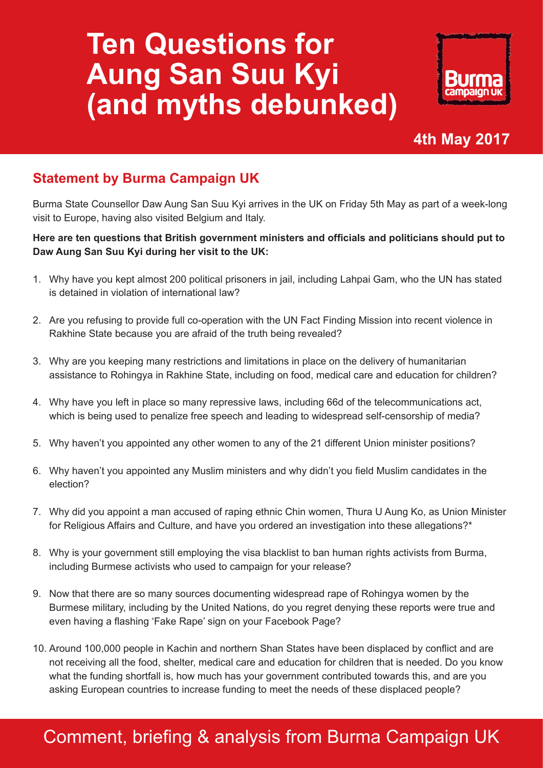# Ten Questions for Aung San Suu Kyi (and myths debunked)

Burma campaign UK

**4th May 2017**

## Statement by Burma Campaign UK

Burma State Counsellor Daw Aung San Suu Kyi arrives in the UK on Friday 5th May as part of a week-long visit to Europe, having also visited Belgium and Italy.

**Here are ten questions that British government ministers and officials and politicians should put to Daw Aung San Suu Kyi during her visit to the UK:**

1. Why have you kept almost 200 political prisoners in jail, including Lahpai Gam, who the UN has stated is detained in violation of international law?
2. Are you refusing to provide full co-operation with the UN Fact Finding Mission into recent violence in Rakhine State because you are afraid of the truth being revealed?
3. Why are you keeping many restrictions and limitations in place on the delivery of humanitarian assistance to Rohingya in Rakhine State, including on food, medical care and education for children?
4. Why have you left in place so many repressive laws, including 66d of the telecommunications act, which is being used to penalize free speech and leading to widespread self-censorship of media?
5. Why haven't you appointed any other women to any of the 21 different Union minister positions?
6. Why haven't you appointed any Muslim ministers and why didn't you field Muslim candidates in the election?
7. Why did you appoint a man accused of raping ethnic Chin women, Thura U Aung Ko, as Union Minister for Religious Affairs and Culture, and have you ordered an investigation into these allegations?*
8. Why is your government still employing the visa blacklist to ban human rights activists from Burma, including Burmese activists who used to campaign for your release?
9. Now that there are so many sources documenting widespread rape of Rohingya women by the Burmese military, including by the United Nations, do you regret denying these reports were true and even having a flashing 'Fake Rape' sign on your Facebook Page?
10. Around 100,000 people in Kachin and northern Shan States have been displaced by conflict and are not receiving all the food, shelter, medical care and education for children that is needed. Do you know what the funding shortfall is, how much has your government contributed towards this, and are you asking European countries to increase funding to meet the needs of these displaced people?

Comment, briefing & analysis from Burma Campaign UK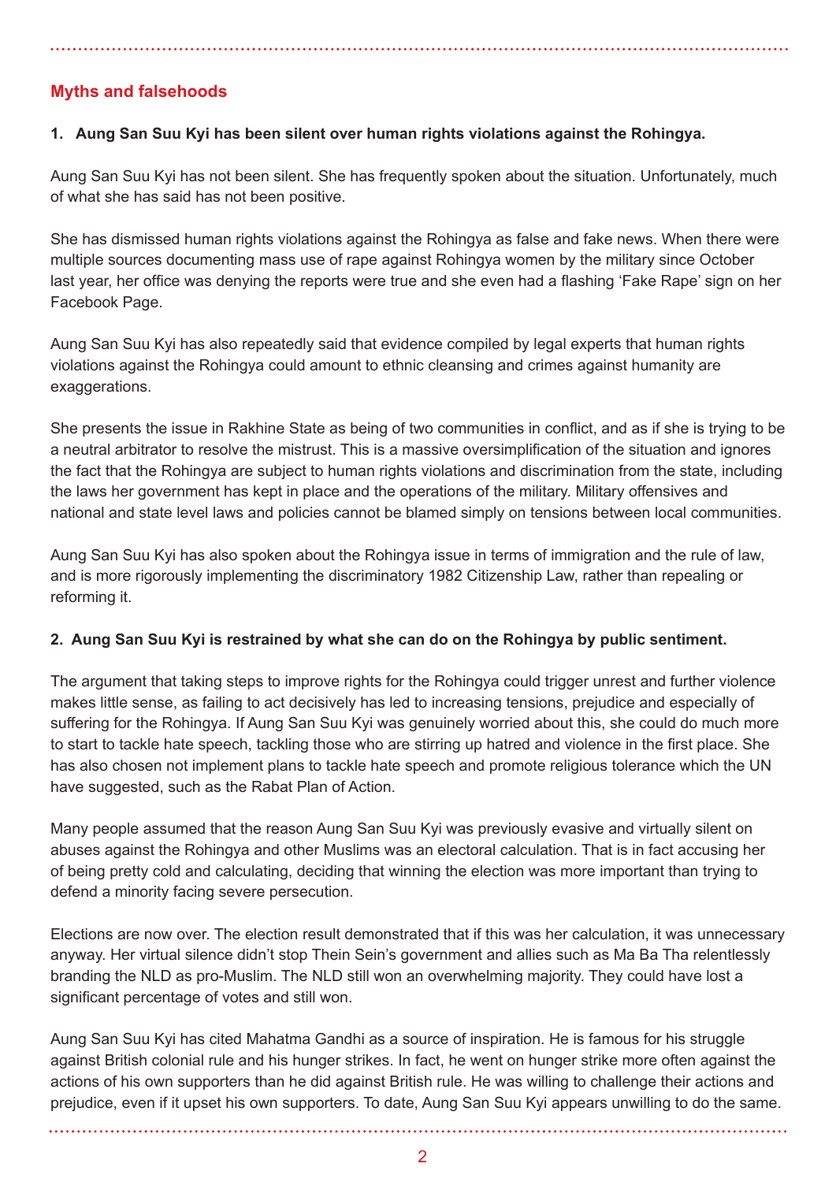## Myths and falsehoods

**1. Aung San Suu Kyi has been silent over human rights violations against the Rohingya.**

Aung San Suu Kyi has not been silent. She has frequently spoken about the situation. Unfortunately, much of what she has said has not been positive.

She has dismissed human rights violations against the Rohingya as false and fake news. When there were multiple sources documenting mass use of rape against Rohingya women by the military since October last year, her office was denying the reports were true and she even had a flashing 'Fake Rape' sign on her Facebook Page.

Aung San Suu Kyi has also repeatedly said that evidence compiled by legal experts that human rights violations against the Rohingya could amount to ethnic cleansing and crimes against humanity are exaggerations.

She presents the issue in Rakhine State as being of two communities in conflict, and as if she is trying to be a neutral arbitrator to resolve the mistrust. This is a massive oversimplification of the situation and ignores the fact that the Rohingya are subject to human rights violations and discrimination from the state, including the laws her government has kept in place and the operations of the military. Military offensives and national and state level laws and policies cannot be blamed simply on tensions between local communities.

Aung San Suu Kyi has also spoken about the Rohingya issue in terms of immigration and the rule of law, and is more rigorously implementing the discriminatory 1982 Citizenship Law, rather than repealing or reforming it.

**2. Aung San Suu Kyi is restrained by what she can do on the Rohingya by public sentiment.**

The argument that taking steps to improve rights for the Rohingya could trigger unrest and further violence makes little sense, as failing to act decisively has led to increasing tensions, prejudice and especially of suffering for the Rohingya. If Aung San Suu Kyi was genuinely worried about this, she could do much more to start to tackle hate speech, tackling those who are stirring up hatred and violence in the first place. She has also chosen not implement plans to tackle hate speech and promote religious tolerance which the UN have suggested, such as the Rabat Plan of Action.

Many people assumed that the reason Aung San Suu Kyi was previously evasive and virtually silent on abuses against the Rohingya and other Muslims was an electoral calculation. That is in fact accusing her of being pretty cold and calculating, deciding that winning the election was more important than trying to defend a minority facing severe persecution.

Elections are now over. The election result demonstrated that if this was her calculation, it was unnecessary anyway. Her virtual silence didn't stop Thein Sein's government and allies such as Ma Ba Tha relentlessly branding the NLD as pro-Muslim. The NLD still won an overwhelming majority. They could have lost a significant percentage of votes and still won.

Aung San Suu Kyi has cited Mahatma Gandhi as a source of inspiration. He is famous for his struggle against British colonial rule and his hunger strikes. In fact, he went on hunger strike more often against the actions of his own supporters than he did against British rule. He was willing to challenge their actions and prejudice, even if it upset his own supporters. To date, Aung San Suu Kyi appears unwilling to do the same.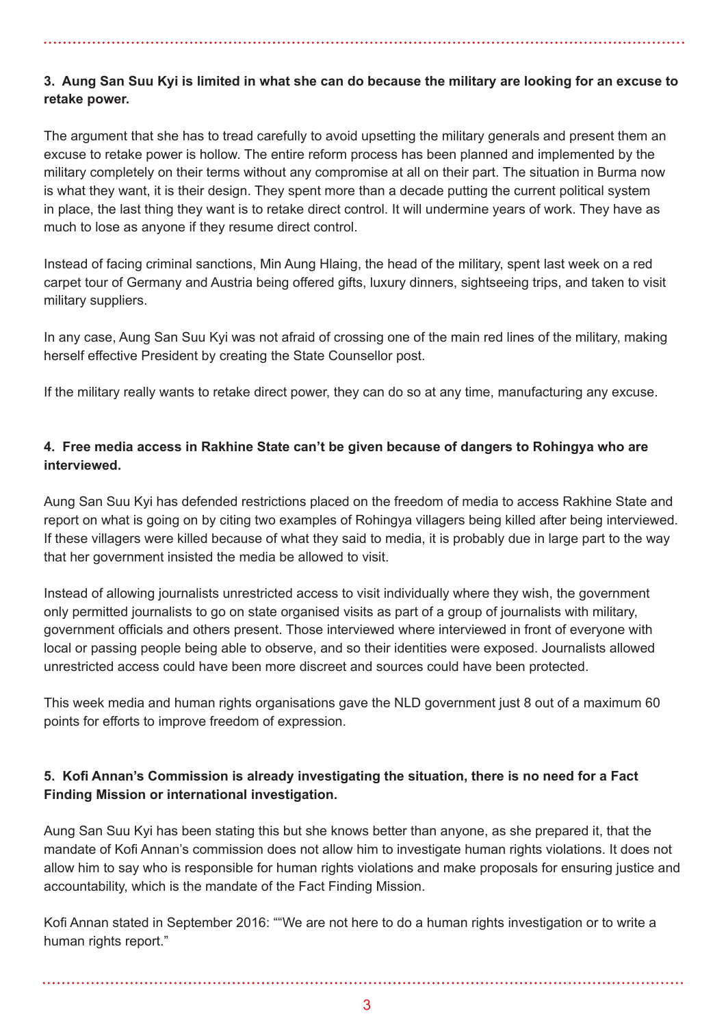**3. Aung San Suu Kyi is limited in what she can do because the military are looking for an excuse to retake power.**

The argument that she has to tread carefully to avoid upsetting the military generals and present them an excuse to retake power is hollow. The entire reform process has been planned and implemented by the military completely on their terms without any compromise at all on their part. The situation in Burma now is what they want, it is their design. They spent more than a decade putting the current political system in place, the last thing they want is to retake direct control. It will undermine years of work. They have as much to lose as anyone if they resume direct control.

Instead of facing criminal sanctions, Min Aung Hlaing, the head of the military, spent last week on a red carpet tour of Germany and Austria being offered gifts, luxury dinners, sightseeing trips, and taken to visit military suppliers.

In any case, Aung San Suu Kyi was not afraid of crossing one of the main red lines of the military, making herself effective President by creating the State Counsellor post.

If the military really wants to retake direct power, they can do so at any time, manufacturing any excuse.

**4. Free media access in Rakhine State can't be given because of dangers to Rohingya who are interviewed.**

Aung San Suu Kyi has defended restrictions placed on the freedom of media to access Rakhine State and report on what is going on by citing two examples of Rohingya villagers being killed after being interviewed. If these villagers were killed because of what they said to media, it is probably due in large part to the way that her government insisted the media be allowed to visit.

Instead of allowing journalists unrestricted access to visit individually where they wish, the government only permitted journalists to go on state organised visits as part of a group of journalists with military, government officials and others present. Those interviewed where interviewed in front of everyone with local or passing people being able to observe, and so their identities were exposed. Journalists allowed unrestricted access could have been more discreet and sources could have been protected.

This week media and human rights organisations gave the NLD government just 8 out of a maximum 60 points for efforts to improve freedom of expression.

**5. Kofi Annan's Commission is already investigating the situation, there is no need for a Fact Finding Mission or international investigation.**

Aung San Suu Kyi has been stating this but she knows better than anyone, as she prepared it, that the mandate of Kofi Annan's commission does not allow him to investigate human rights violations. It does not allow him to say who is responsible for human rights violations and make proposals for ensuring justice and accountability, which is the mandate of the Fact Finding Mission.

Kofi Annan stated in September 2016: ""We are not here to do a human rights investigation or to write a human rights report."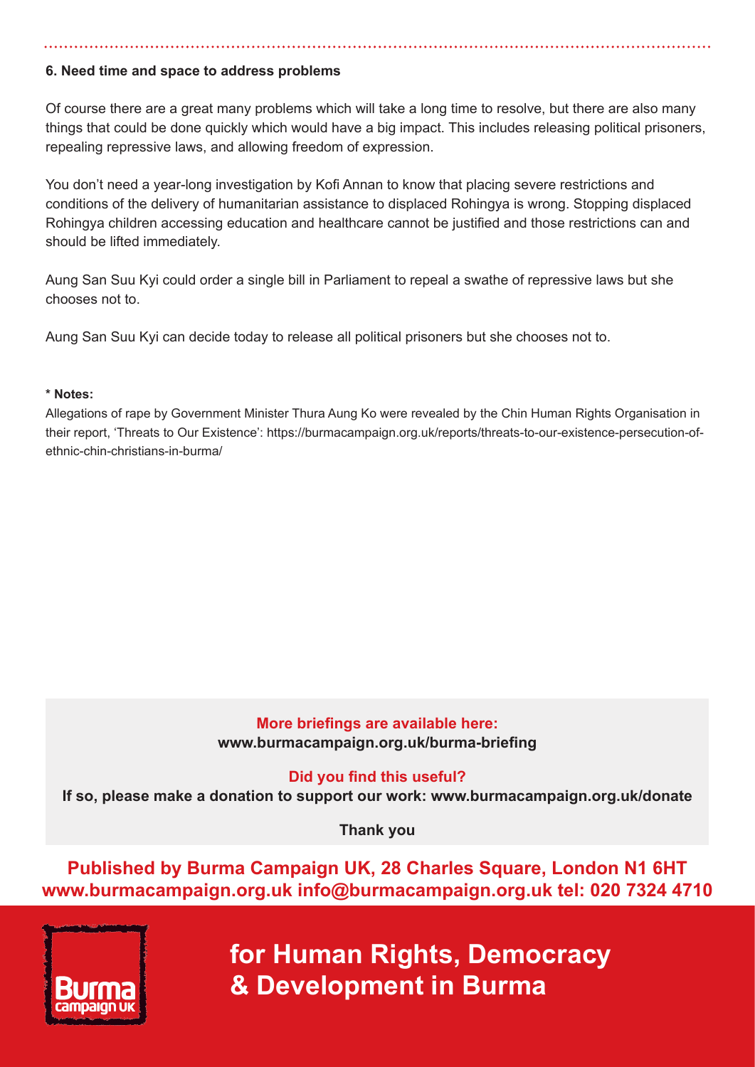**6. Need time and space to address problems**

Of course there are a great many problems which will take a long time to resolve, but there are also many things that could be done quickly which would have a big impact. This includes releasing political prisoners, repealing repressive laws, and allowing freedom of expression.

You don't need a year-long investigation by Kofi Annan to know that placing severe restrictions and conditions of the delivery of humanitarian assistance to displaced Rohingya is wrong. Stopping displaced Rohingya children accessing education and healthcare cannot be justified and those restrictions can and should be lifted immediately.

Aung San Suu Kyi could order a single bill in Parliament to repeal a swathe of repressive laws but she chooses not to.

Aung San Suu Kyi can decide today to release all political prisoners but she chooses not to.

**\* Notes:**

Allegations of rape by Government Minister Thura Aung Ko were revealed by the Chin Human Rights Organisation in their report, 'Threats to Our Existence': https://burmacampaign.org.uk/reports/threats-to-our-existence-persecution-of-ethnic-chin-christians-in-burma/

**More briefings are available here:**
**www.burmacampaign.org.uk/burma-briefing**

**Did you find this useful?**
**If so, please make a donation to support our work: www.burmacampaign.org.uk/donate**

**Thank you**

**Published by Burma Campaign UK, 28 Charles Square, London N1 6HT**
**www.burmacampaign.org.uk info@burmacampaign.org.uk tel: 020 7324 4710**

Burma campaign UK

**for Human Rights, Democracy & Development in Burma**